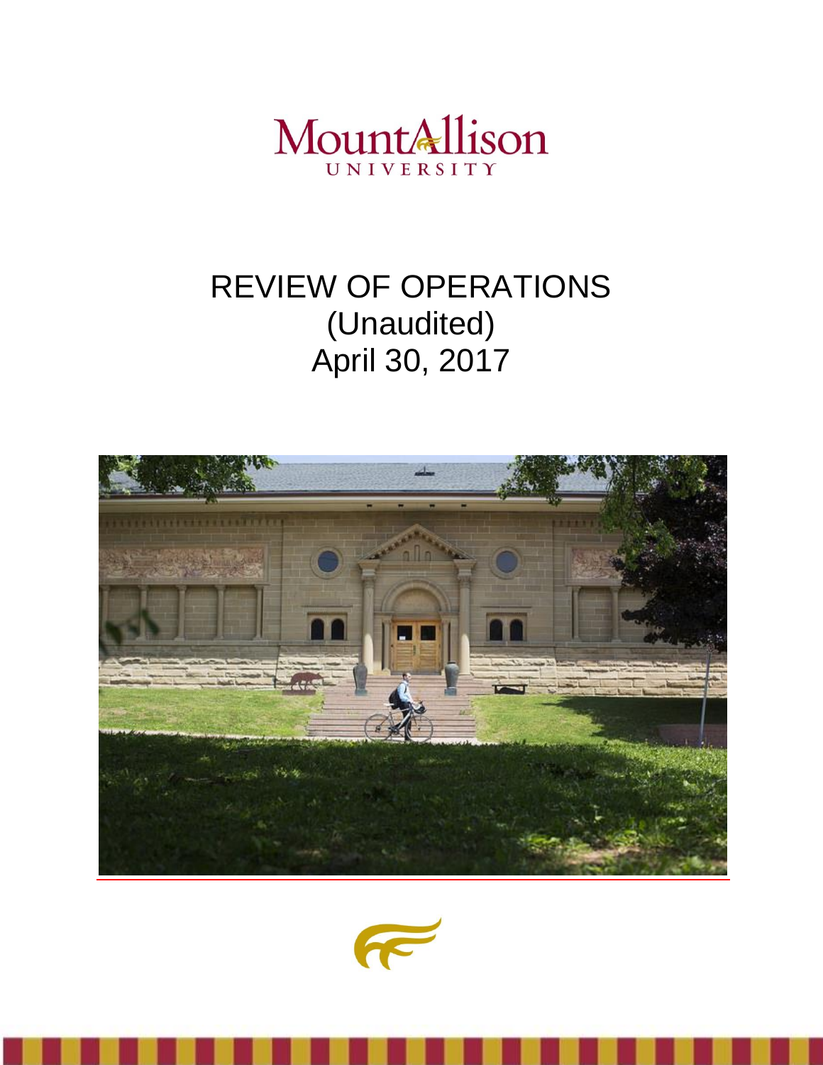Mount Allison University

# REVIEW OF OPERATIONS
(Unaudited)
April 30, 2017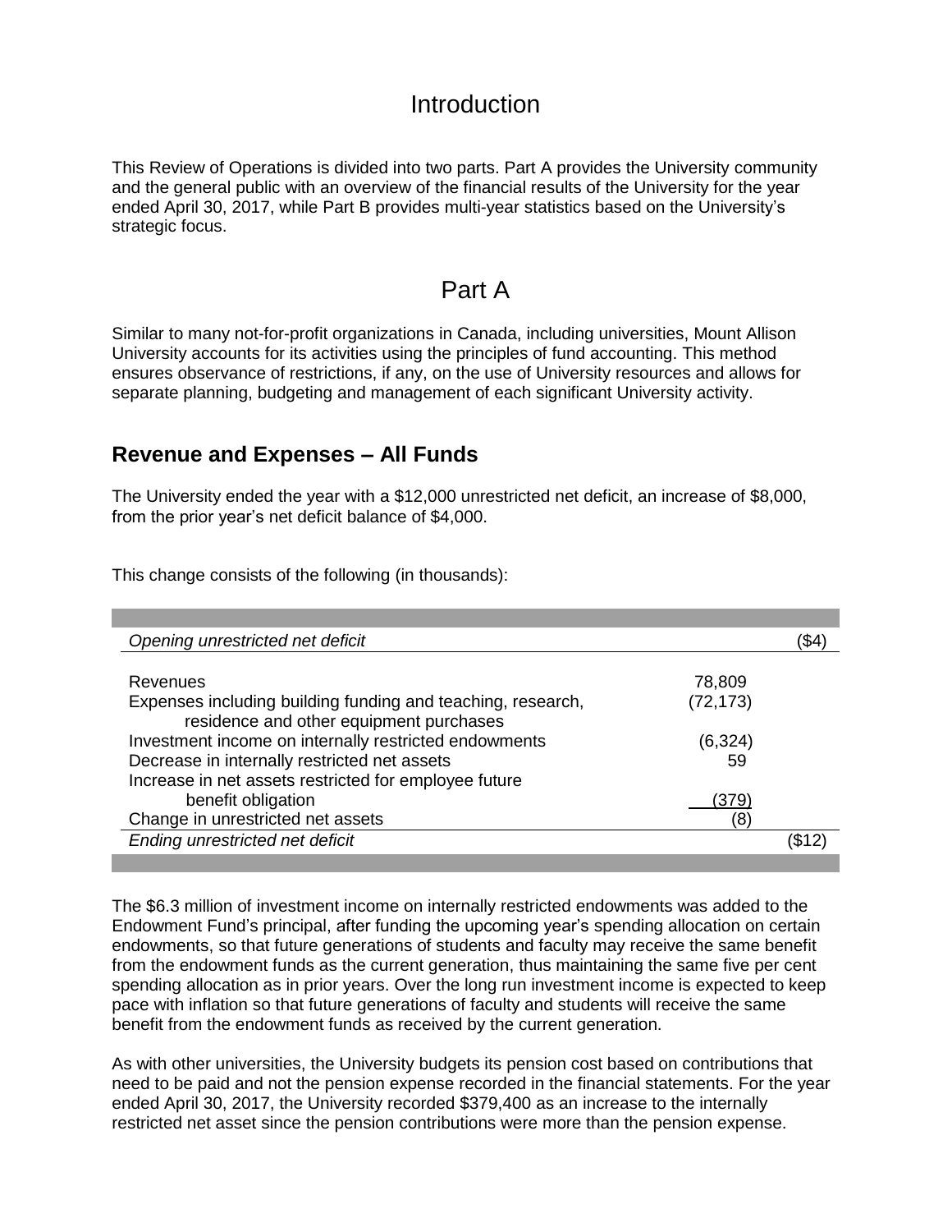# Introduction

This Review of Operations is divided into two parts. Part A provides the University community and the general public with an overview of the financial results of the University for the year ended April 30, 2017, while Part B provides multi-year statistics based on the University's strategic focus.

# Part A

Similar to many not-for-profit organizations in Canada, including universities, Mount Allison University accounts for its activities using the principles of fund accounting. This method ensures observance of restrictions, if any, on the use of University resources and allows for separate planning, budgeting and management of each significant University activity.

## Revenue and Expenses – All Funds

The University ended the year with a $12,000 unrestricted net deficit, an increase of $8,000, from the prior year's net deficit balance of $4,000.

This change consists of the following (in thousands):

| | | |
|---|---|---|
| *Opening unrestricted net deficit* | | ($4) |
| Revenues | 78,809 | |
| Expenses including building funding and teaching, research, residence and other equipment purchases | (72,173) | |
| Investment income on internally restricted endowments | (6,324) | |
| Decrease in internally restricted net assets | 59 | |
| Increase in net assets restricted for employee future benefit obligation | (379) | |
| Change in unrestricted net assets | (8) | |
| *Ending unrestricted net deficit* | | ($12) |

The $6.3 million of investment income on internally restricted endowments was added to the Endowment Fund's principal, after funding the upcoming year's spending allocation on certain endowments, so that future generations of students and faculty may receive the same benefit from the endowment funds as the current generation, thus maintaining the same five per cent spending allocation as in prior years. Over the long run investment income is expected to keep pace with inflation so that future generations of faculty and students will receive the same benefit from the endowment funds as received by the current generation.

As with other universities, the University budgets its pension cost based on contributions that need to be paid and not the pension expense recorded in the financial statements. For the year ended April 30, 2017, the University recorded $379,400 as an increase to the internally restricted net asset since the pension contributions were more than the pension expense.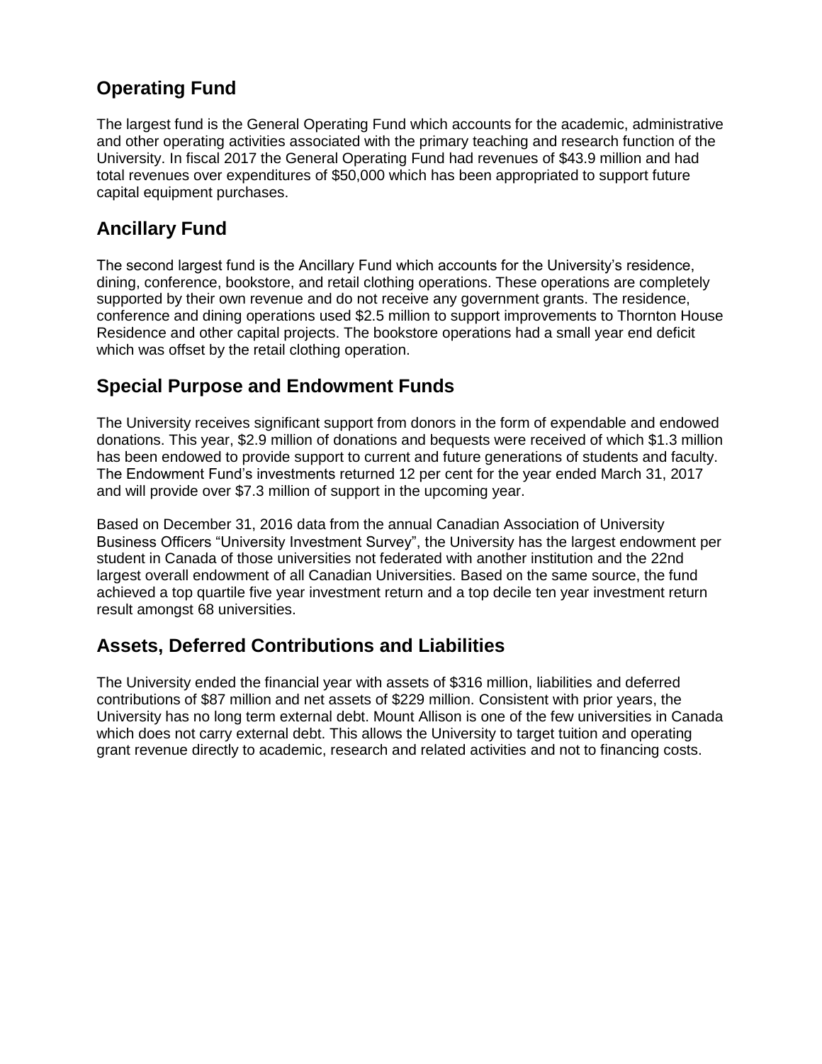## Operating Fund

The largest fund is the General Operating Fund which accounts for the academic, administrative and other operating activities associated with the primary teaching and research function of the University. In fiscal 2017 the General Operating Fund had revenues of $43.9 million and had total revenues over expenditures of $50,000 which has been appropriated to support future capital equipment purchases.

## Ancillary Fund

The second largest fund is the Ancillary Fund which accounts for the University's residence, dining, conference, bookstore, and retail clothing operations. These operations are completely supported by their own revenue and do not receive any government grants. The residence, conference and dining operations used $2.5 million to support improvements to Thornton House Residence and other capital projects. The bookstore operations had a small year end deficit which was offset by the retail clothing operation.

## Special Purpose and Endowment Funds

The University receives significant support from donors in the form of expendable and endowed donations. This year, $2.9 million of donations and bequests were received of which $1.3 million has been endowed to provide support to current and future generations of students and faculty. The Endowment Fund's investments returned 12 per cent for the year ended March 31, 2017 and will provide over $7.3 million of support in the upcoming year.

Based on December 31, 2016 data from the annual Canadian Association of University Business Officers "University Investment Survey", the University has the largest endowment per student in Canada of those universities not federated with another institution and the 22nd largest overall endowment of all Canadian Universities. Based on the same source, the fund achieved a top quartile five year investment return and a top decile ten year investment return result amongst 68 universities.

## Assets, Deferred Contributions and Liabilities

The University ended the financial year with assets of $316 million, liabilities and deferred contributions of $87 million and net assets of $229 million. Consistent with prior years, the University has no long term external debt. Mount Allison is one of the few universities in Canada which does not carry external debt. This allows the University to target tuition and operating grant revenue directly to academic, research and related activities and not to financing costs.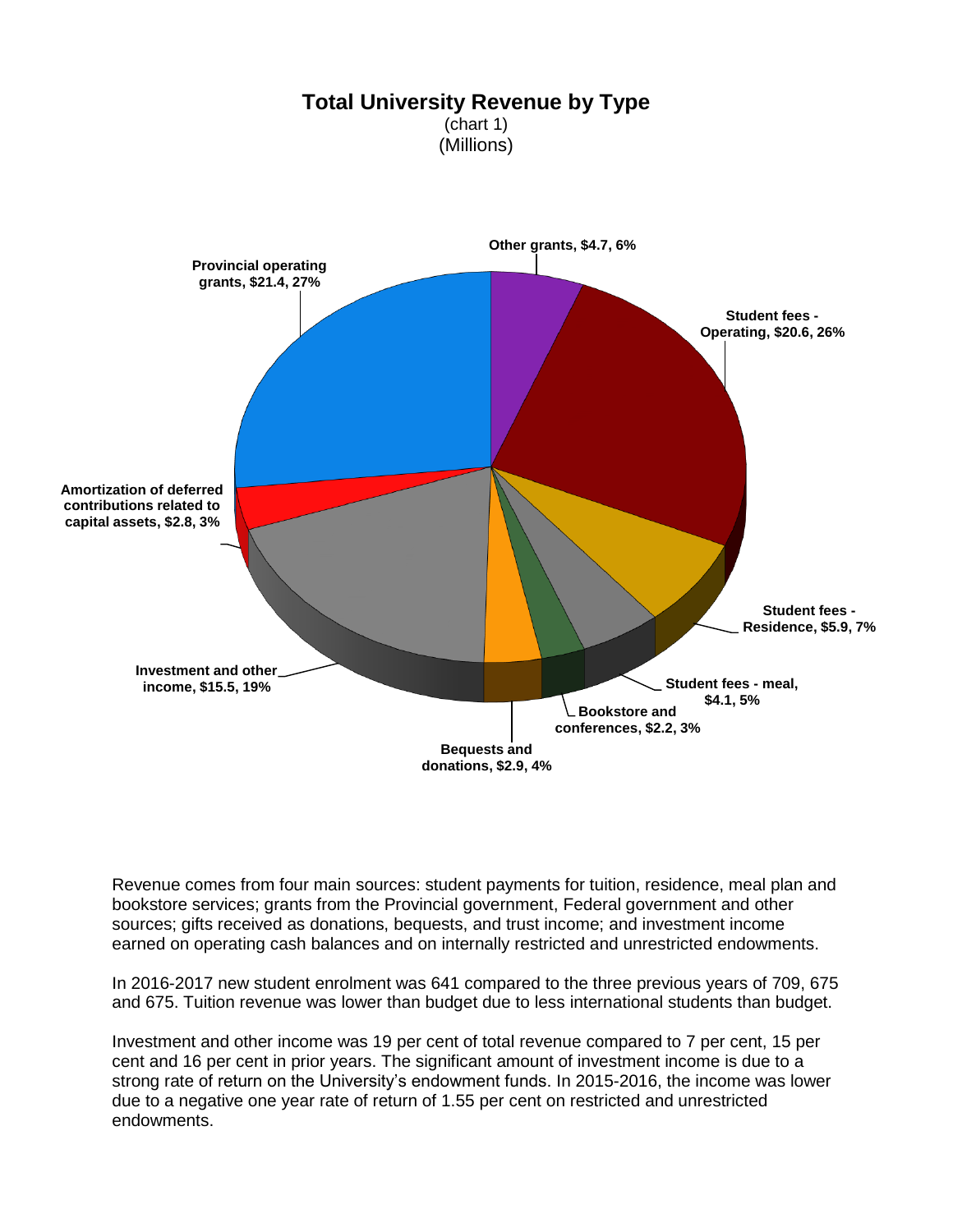## Total University Revenue by Type

(chart 1)
(Millions)

Other grants, $4.7, 6%

Student fees - Operating, $20.6, 26%

Student fees - Residence, $5.9, 7%

Student fees - meal, $4.1, 5%

Bookstore and conferences, $2.2, 3%

Bequests and donations, $2.9, 4%

Investment and other income, $15.5, 19%

Amortization of deferred contributions related to capital assets, $2.8, 3%

Provincial operating grants, $21.4, 27%

Revenue comes from four main sources: student payments for tuition, residence, meal plan and bookstore services; grants from the Provincial government, Federal government and other sources; gifts received as donations, bequests, and trust income; and investment income earned on operating cash balances and on internally restricted and unrestricted endowments.

In 2016-2017 new student enrolment was 641 compared to the three previous years of 709, 675 and 675. Tuition revenue was lower than budget due to less international students than budget.

Investment and other income was 19 per cent of total revenue compared to 7 per cent, 15 per cent and 16 per cent in prior years. The significant amount of investment income is due to a strong rate of return on the University's endowment funds. In 2015-2016, the income was lower due to a negative one year rate of return of 1.55 per cent on restricted and unrestricted endowments.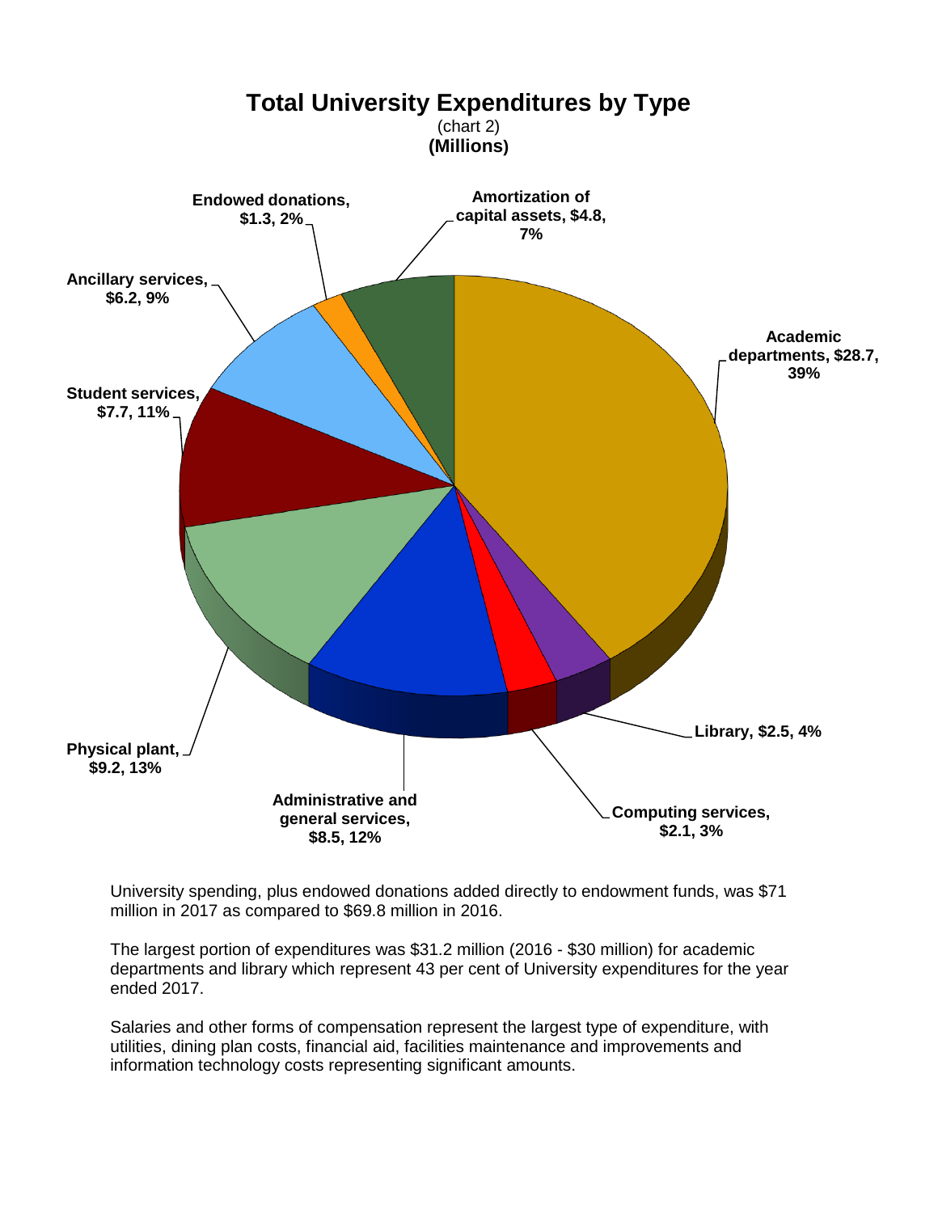## Total University Expenditures by Type

(chart 2)

**(Millions)**

- Academic departments, $28.7, 39%
- Library, $2.5, 4%
- Computing services, $2.1, 3%
- Administrative and general services, $8.5, 12%
- Physical plant, $9.2, 13%
- Student services, $7.7, 11%
- Ancillary services, $6.2, 9%
- Endowed donations, $1.3, 2%
- Amortization of capital assets, $4.8, 7%

University spending, plus endowed donations added directly to endowment funds, was $71 million in 2017 as compared to $69.8 million in 2016.

The largest portion of expenditures was $31.2 million (2016 - $30 million) for academic departments and library which represent 43 per cent of University expenditures for the year ended 2017.

Salaries and other forms of compensation represent the largest type of expenditure, with utilities, dining plan costs, financial aid, facilities maintenance and improvements and information technology costs representing significant amounts.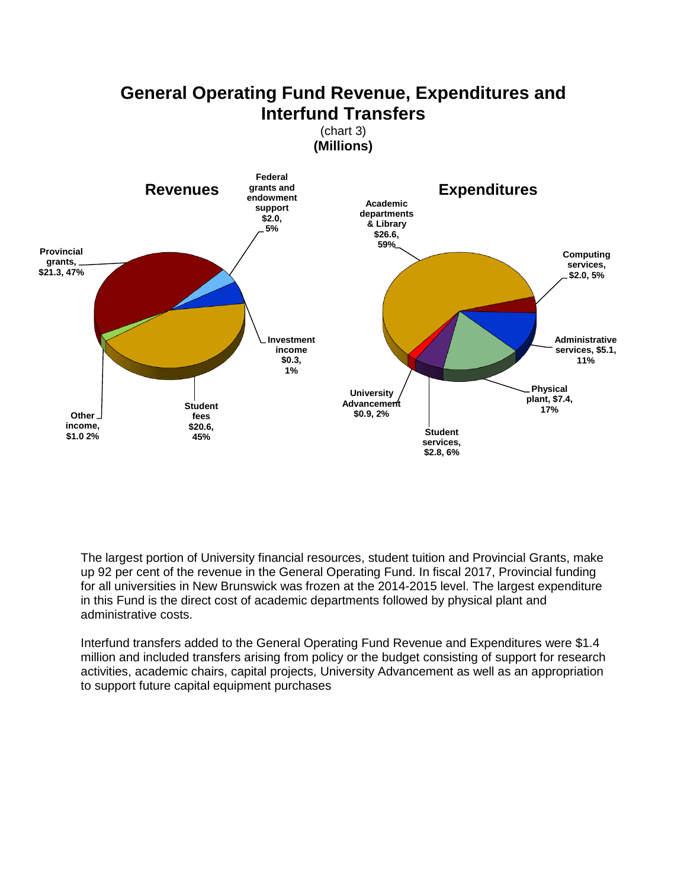# General Operating Fund Revenue, Expenditures and Interfund Transfers

(chart 3)

**(Millions)**

**Revenues**

- Provincial grants, $21.3, 47%
- Federal grants and endowment support $2.0, 5%
- Investment income $0.3, 1%
- Student fees $20.6, 45%
- Other income, $1.0 2%

**Expenditures**

- Academic departments & Library $26.6, 59%
- Computing services, $2.0, 5%
- Administrative services, $5.1, 11%
- Physical plant, $7.4, 17%
- Student services, $2.8, 6%
- University Advancement $0.9, 2%

The largest portion of University financial resources, student tuition and Provincial Grants, make up 92 per cent of the revenue in the General Operating Fund. In fiscal 2017, Provincial funding for all universities in New Brunswick was frozen at the 2014-2015 level. The largest expenditure in this Fund is the direct cost of academic departments followed by physical plant and administrative costs.

Interfund transfers added to the General Operating Fund Revenue and Expenditures were $1.4 million and included transfers arising from policy or the budget consisting of support for research activities, academic chairs, capital projects, University Advancement as well as an appropriation to support future capital equipment purchases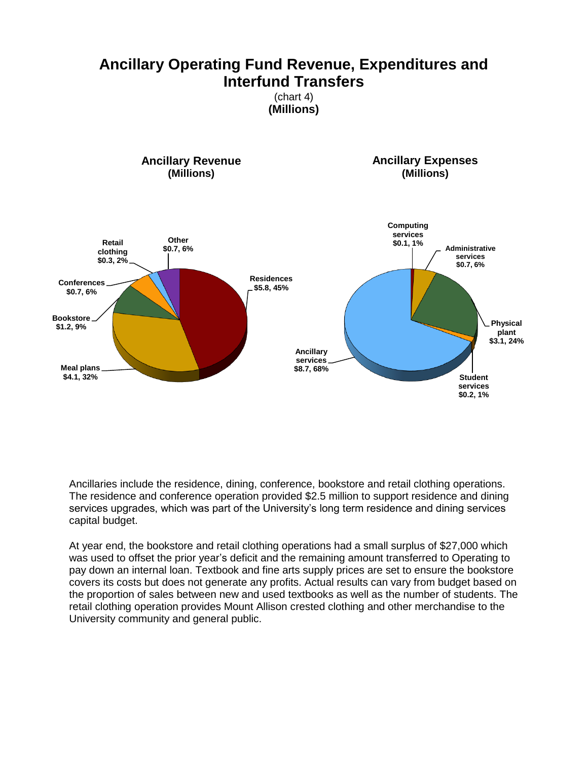# Ancillary Operating Fund Revenue, Expenditures and Interfund Transfers

(chart 4)
**(Millions)**

**Ancillary Revenue (Millions)**

- Residences $5.8, 45%
- Meal plans $4.1, 32%
- Bookstore $1.2, 9%
- Conferences $0.7, 6%
- Retail clothing $0.3, 2%
- Other $0.7, 6%

**Ancillary Expenses (Millions)**

- Ancillary services $8.7, 68%
- Physical plant $3.1, 24%
- Administrative services $0.7, 6%
- Computing services $0.1, 1%
- Student services $0.2, 1%

Ancillaries include the residence, dining, conference, bookstore and retail clothing operations. The residence and conference operation provided $2.5 million to support residence and dining services upgrades, which was part of the University's long term residence and dining services capital budget.

At year end, the bookstore and retail clothing operations had a small surplus of $27,000 which was used to offset the prior year's deficit and the remaining amount transferred to Operating to pay down an internal loan. Textbook and fine arts supply prices are set to ensure the bookstore covers its costs but does not generate any profits. Actual results can vary from budget based on the proportion of sales between new and used textbooks as well as the number of students. The retail clothing operation provides Mount Allison crested clothing and other merchandise to the University community and general public.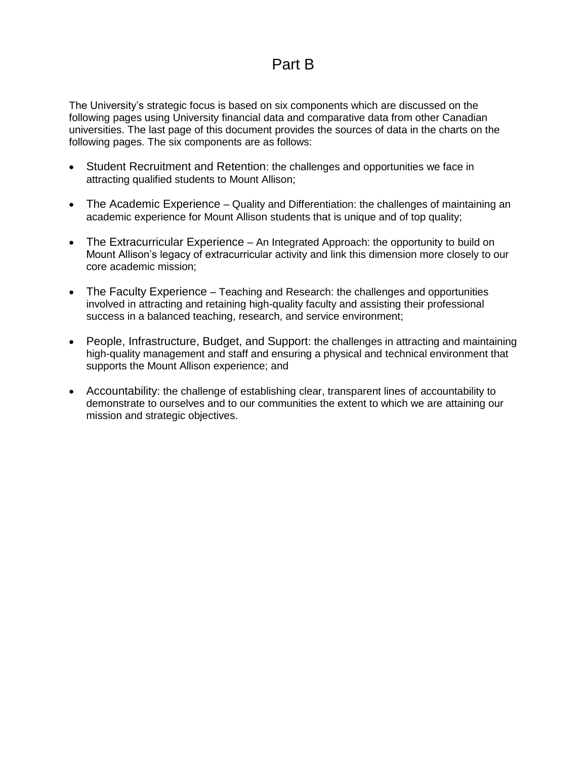# Part B

The University's strategic focus is based on six components which are discussed on the following pages using University financial data and comparative data from other Canadian universities. The last page of this document provides the sources of data in the charts on the following pages. The six components are as follows:

- Student Recruitment and Retention: the challenges and opportunities we face in attracting qualified students to Mount Allison;
- The Academic Experience – Quality and Differentiation: the challenges of maintaining an academic experience for Mount Allison students that is unique and of top quality;
- The Extracurricular Experience – An Integrated Approach: the opportunity to build on Mount Allison's legacy of extracurricular activity and link this dimension more closely to our core academic mission;
- The Faculty Experience – Teaching and Research: the challenges and opportunities involved in attracting and retaining high-quality faculty and assisting their professional success in a balanced teaching, research, and service environment;
- People, Infrastructure, Budget, and Support: the challenges in attracting and maintaining high-quality management and staff and ensuring a physical and technical environment that supports the Mount Allison experience; and
- Accountability: the challenge of establishing clear, transparent lines of accountability to demonstrate to ourselves and to our communities the extent to which we are attaining our mission and strategic objectives.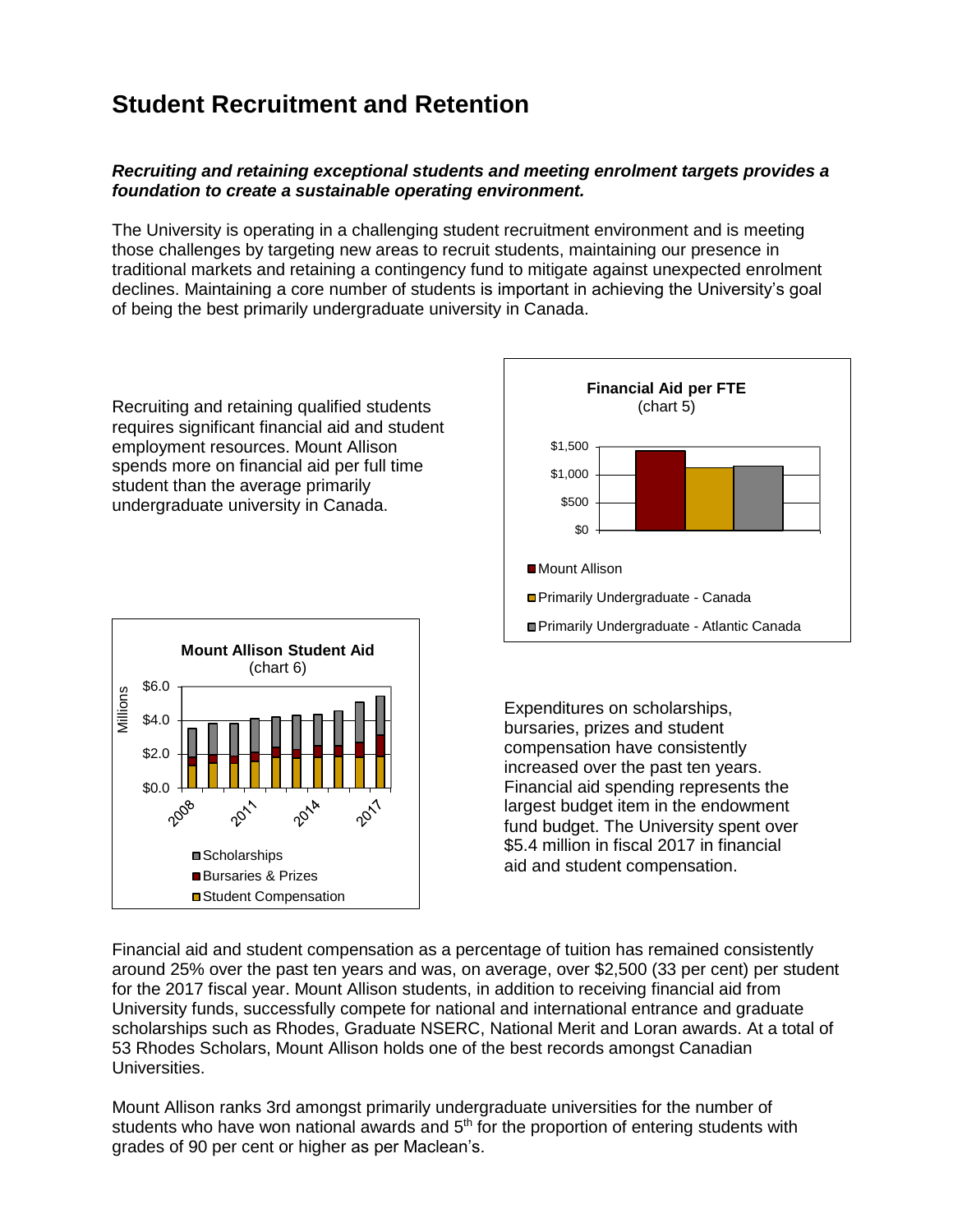# Student Recruitment and Retention

***Recruiting and retaining exceptional students and meeting enrolment targets provides a foundation to create a sustainable operating environment.***

The University is operating in a challenging student recruitment environment and is meeting those challenges by targeting new areas to recruit students, maintaining our presence in traditional markets and retaining a contingency fund to mitigate against unexpected enrolment declines. Maintaining a core number of students is important in achieving the University's goal of being the best primarily undergraduate university in Canada.

Recruiting and retaining qualified students requires significant financial aid and student employment resources. Mount Allison spends more on financial aid per full time student than the average primarily undergraduate university in Canada.

**Financial Aid per FTE**
(chart 5)

**Mount Allison Student Aid**
(chart 6)

Expenditures on scholarships, bursaries, prizes and student compensation have consistently increased over the past ten years. Financial aid spending represents the largest budget item in the endowment fund budget. The University spent over $5.4 million in fiscal 2017 in financial aid and student compensation.

Financial aid and student compensation as a percentage of tuition has remained consistently around 25% over the past ten years and was, on average, over $2,500 (33 per cent) per student for the 2017 fiscal year. Mount Allison students, in addition to receiving financial aid from University funds, successfully compete for national and international entrance and graduate scholarships such as Rhodes, Graduate NSERC, National Merit and Loran awards. At a total of 53 Rhodes Scholars, Mount Allison holds one of the best records amongst Canadian Universities.

Mount Allison ranks 3rd amongst primarily undergraduate universities for the number of students who have won national awards and 5th for the proportion of entering students with grades of 90 per cent or higher as per Maclean's.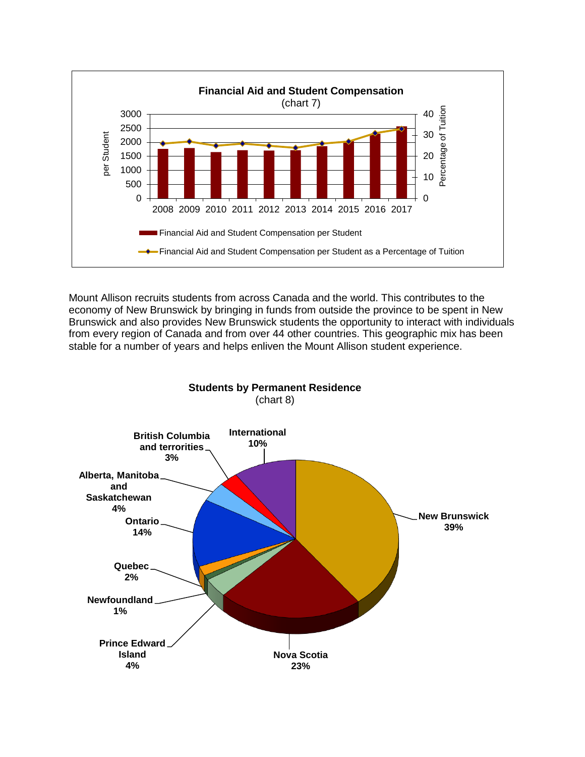**Financial Aid and Student Compensation**
(chart 7)

| Year | 2008 | 2009 | 2010 | 2011 | 2012 | 2013 | 2014 | 2015 | 2016 | 2017 |
|---|---|---|---|---|---|---|---|---|---|---|

- Financial Aid and Student Compensation per Student
- Financial Aid and Student Compensation per Student as a Percentage of Tuition

Mount Allison recruits students from across Canada and the world. This contributes to the economy of New Brunswick by bringing in funds from outside the province to be spent in New Brunswick and also provides New Brunswick students the opportunity to interact with individuals from every region of Canada and from over 44 other countries. This geographic mix has been stable for a number of years and helps enliven the Mount Allison student experience.

**Students by Permanent Residence**
(chart 8)

| Region | Percentage |
|---|---|
| New Brunswick | 39% |
| Nova Scotia | 23% |
| Prince Edward Island | 4% |
| Newfoundland | 1% |
| Quebec | 2% |
| Ontario | 14% |
| Alberta, Manitoba and Saskatchewan | 4% |
| British Columbia and terrorities | 3% |
| International | 10% |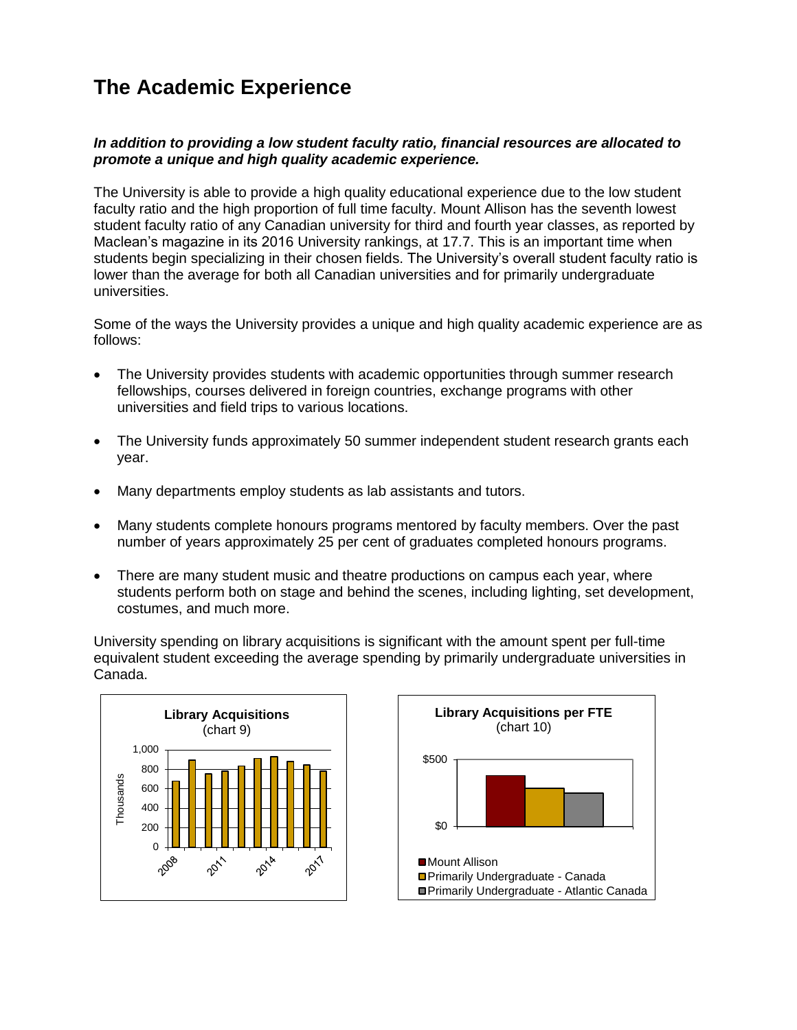# The Academic Experience

***In addition to providing a low student faculty ratio, financial resources are allocated to promote a unique and high quality academic experience.***

The University is able to provide a high quality educational experience due to the low student faculty ratio and the high proportion of full time faculty. Mount Allison has the seventh lowest student faculty ratio of any Canadian university for third and fourth year classes, as reported by Maclean's magazine in its 2016 University rankings, at 17.7. This is an important time when students begin specializing in their chosen fields. The University's overall student faculty ratio is lower than the average for both all Canadian universities and for primarily undergraduate universities.

Some of the ways the University provides a unique and high quality academic experience are as follows:

- The University provides students with academic opportunities through summer research fellowships, courses delivered in foreign countries, exchange programs with other universities and field trips to various locations.
- The University funds approximately 50 summer independent student research grants each year.
- Many departments employ students as lab assistants and tutors.
- Many students complete honours programs mentored by faculty members. Over the past number of years approximately 25 per cent of graduates completed honours programs.
- There are many student music and theatre productions on campus each year, where students perform both on stage and behind the scenes, including lighting, set development, costumes, and much more.

University spending on library acquisitions is significant with the amount spent per full-time equivalent student exceeding the average spending by primarily undergraduate universities in Canada.

**Library Acquisitions**
(chart 9)

**Library Acquisitions per FTE**
(chart 10)

- Mount Allison
- Primarily Undergraduate - Canada
- Primarily Undergraduate - Atlantic Canada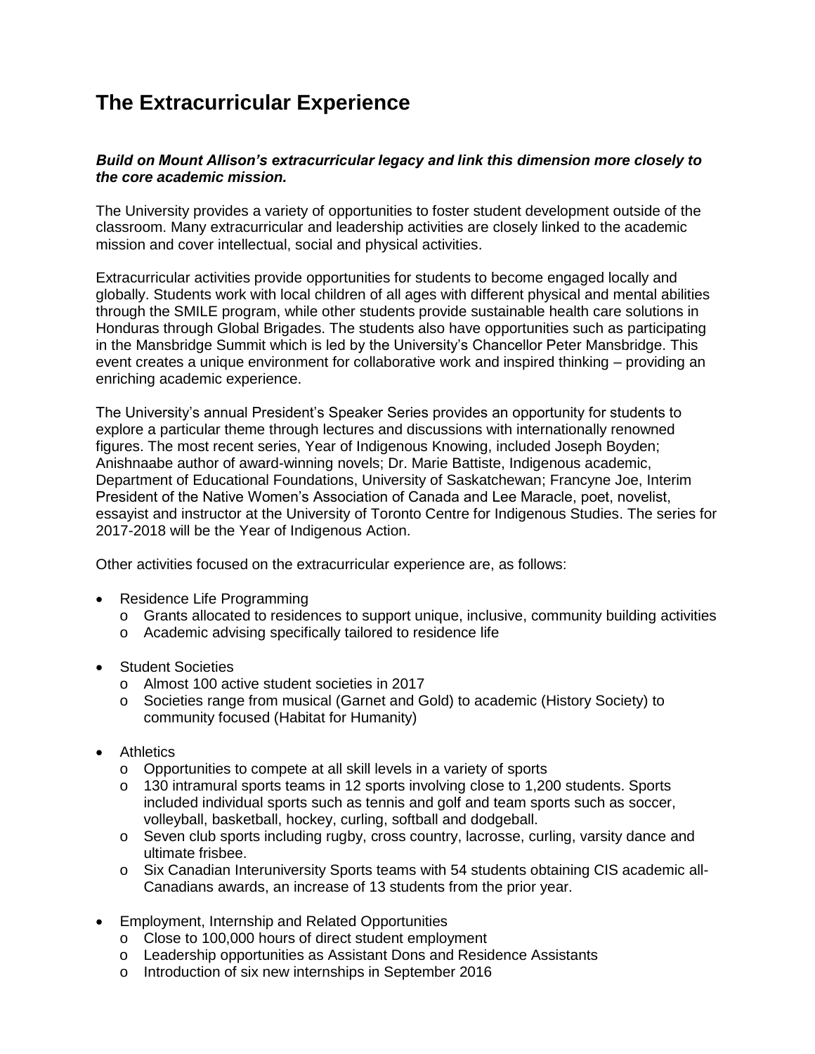# The Extracurricular Experience

***Build on Mount Allison's extracurricular legacy and link this dimension more closely to the core academic mission.***

The University provides a variety of opportunities to foster student development outside of the classroom. Many extracurricular and leadership activities are closely linked to the academic mission and cover intellectual, social and physical activities.

Extracurricular activities provide opportunities for students to become engaged locally and globally. Students work with local children of all ages with different physical and mental abilities through the SMILE program, while other students provide sustainable health care solutions in Honduras through Global Brigades. The students also have opportunities such as participating in the Mansbridge Summit which is led by the University's Chancellor Peter Mansbridge. This event creates a unique environment for collaborative work and inspired thinking – providing an enriching academic experience.

The University's annual President's Speaker Series provides an opportunity for students to explore a particular theme through lectures and discussions with internationally renowned figures. The most recent series, Year of Indigenous Knowing, included Joseph Boyden; Anishnaabe author of award-winning novels; Dr. Marie Battiste, Indigenous academic, Department of Educational Foundations, University of Saskatchewan; Francyne Joe, Interim President of the Native Women's Association of Canada and Lee Maracle, poet, novelist, essayist and instructor at the University of Toronto Centre for Indigenous Studies. The series for 2017-2018 will be the Year of Indigenous Action.

Other activities focused on the extracurricular experience are, as follows:

- Residence Life Programming
  - Grants allocated to residences to support unique, inclusive, community building activities
  - Academic advising specifically tailored to residence life

- Student Societies
  - Almost 100 active student societies in 2017
  - Societies range from musical (Garnet and Gold) to academic (History Society) to community focused (Habitat for Humanity)

- Athletics
  - Opportunities to compete at all skill levels in a variety of sports
  - 130 intramural sports teams in 12 sports involving close to 1,200 students. Sports included individual sports such as tennis and golf and team sports such as soccer, volleyball, basketball, hockey, curling, softball and dodgeball.
  - Seven club sports including rugby, cross country, lacrosse, curling, varsity dance and ultimate frisbee.
  - Six Canadian Interuniversity Sports teams with 54 students obtaining CIS academic all-Canadians awards, an increase of 13 students from the prior year.

- Employment, Internship and Related Opportunities
  - Close to 100,000 hours of direct student employment
  - Leadership opportunities as Assistant Dons and Residence Assistants
  - Introduction of six new internships in September 2016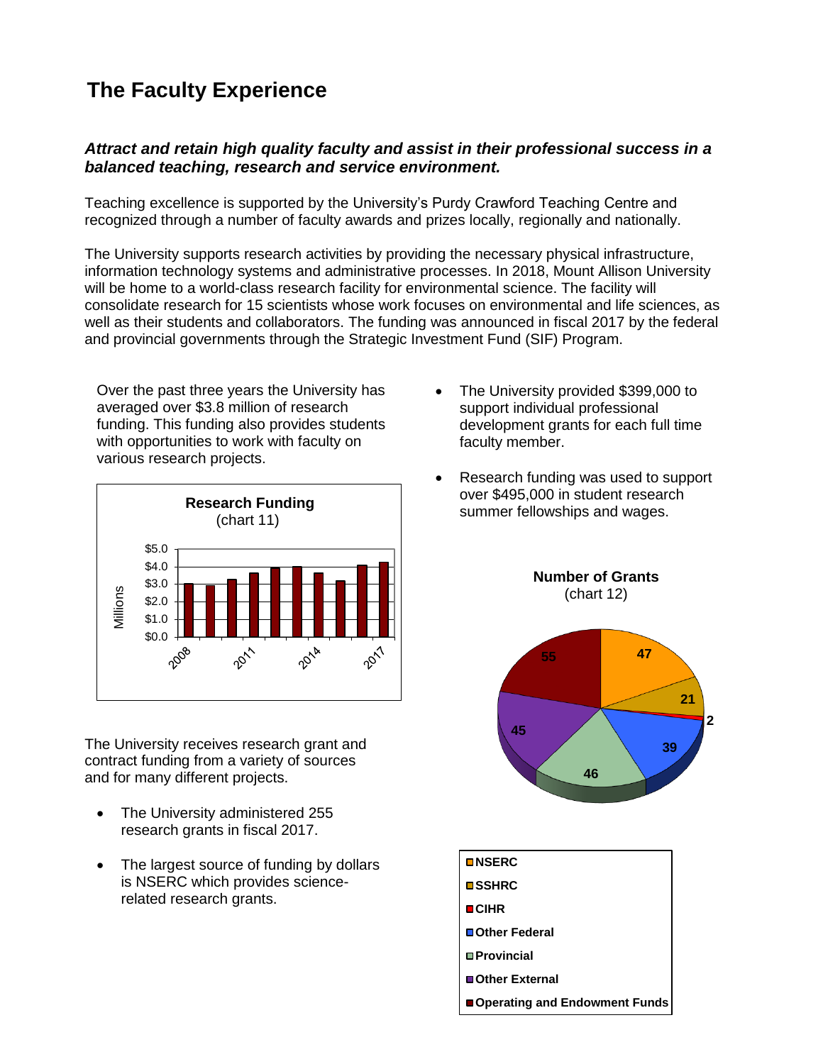# The Faculty Experience

***Attract and retain high quality faculty and assist in their professional success in a balanced teaching, research and service environment.***

Teaching excellence is supported by the University's Purdy Crawford Teaching Centre and recognized through a number of faculty awards and prizes locally, regionally and nationally.

The University supports research activities by providing the necessary physical infrastructure, information technology systems and administrative processes. In 2018, Mount Allison University will be home to a world-class research facility for environmental science. The facility will consolidate research for 15 scientists whose work focuses on environmental and life sciences, as well as their students and collaborators. The funding was announced in fiscal 2017 by the federal and provincial governments through the Strategic Investment Fund (SIF) Program.

Over the past three years the University has averaged over $3.8 million of research funding. This funding also provides students with opportunities to work with faculty on various research projects.

**Research Funding**
(chart 11)

The University receives research grant and contract funding from a variety of sources and for many different projects.

- The University administered 255 research grants in fiscal 2017.
- The largest source of funding by dollars is NSERC which provides science-related research grants.
- The University provided $399,000 to support individual professional development grants for each full time faculty member.
- Research funding was used to support over $495,000 in student research summer fellowships and wages.

**Number of Grants**
(chart 12)

| Source | Number of Grants |
|---|---|
| NSERC | 47 |
| SSHRC | 21 |
| CIHR | 2 |
| Other Federal | 39 |
| Provincial | 46 |
| Other External | 45 |
| Operating and Endowment Funds | 55 |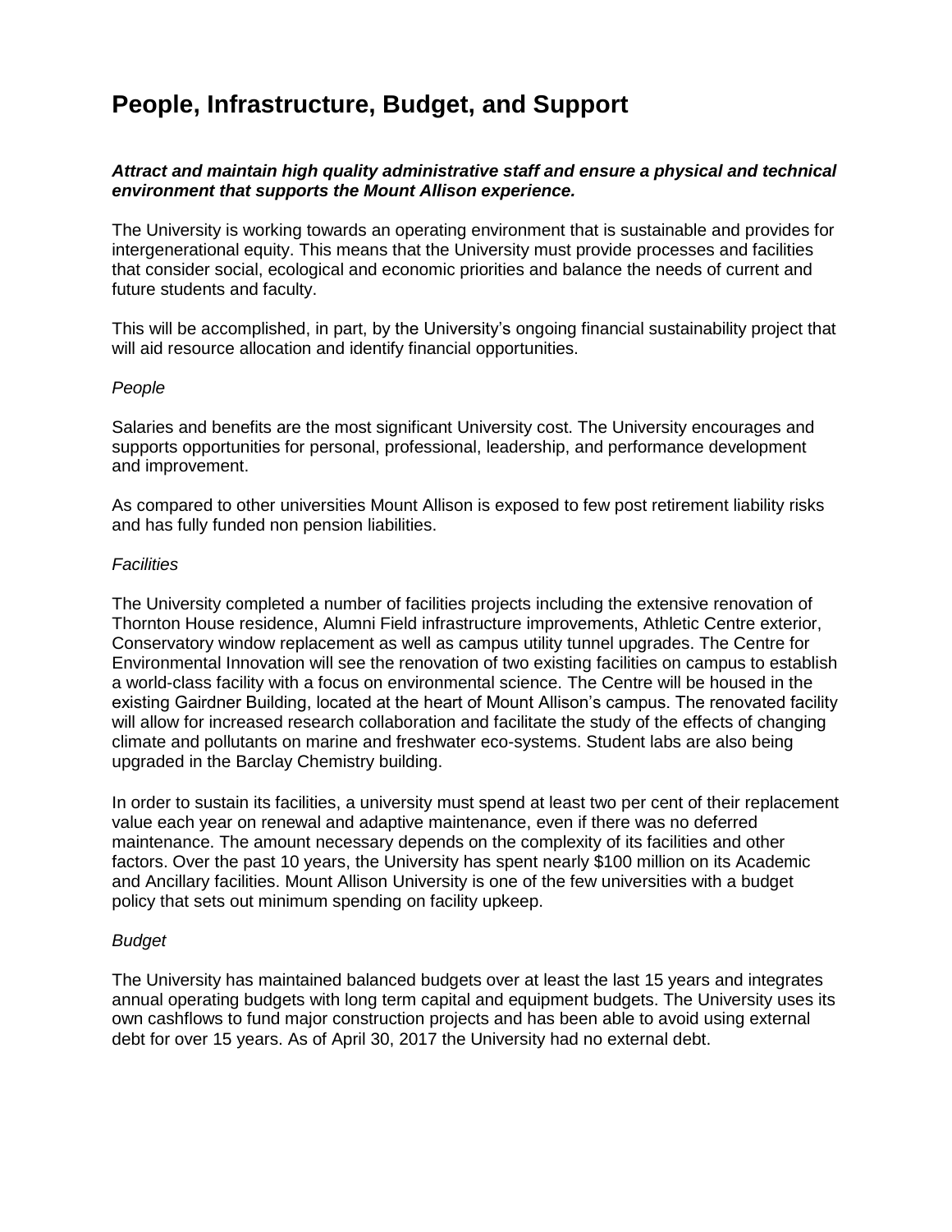# People, Infrastructure, Budget, and Support

***Attract and maintain high quality administrative staff and ensure a physical and technical environment that supports the Mount Allison experience.***

The University is working towards an operating environment that is sustainable and provides for intergenerational equity. This means that the University must provide processes and facilities that consider social, ecological and economic priorities and balance the needs of current and future students and faculty.

This will be accomplished, in part, by the University's ongoing financial sustainability project that will aid resource allocation and identify financial opportunities.

*People*

Salaries and benefits are the most significant University cost. The University encourages and supports opportunities for personal, professional, leadership, and performance development and improvement.

As compared to other universities Mount Allison is exposed to few post retirement liability risks and has fully funded non pension liabilities.

*Facilities*

The University completed a number of facilities projects including the extensive renovation of Thornton House residence, Alumni Field infrastructure improvements, Athletic Centre exterior, Conservatory window replacement as well as campus utility tunnel upgrades. The Centre for Environmental Innovation will see the renovation of two existing facilities on campus to establish a world-class facility with a focus on environmental science. The Centre will be housed in the existing Gairdner Building, located at the heart of Mount Allison's campus. The renovated facility will allow for increased research collaboration and facilitate the study of the effects of changing climate and pollutants on marine and freshwater eco-systems. Student labs are also being upgraded in the Barclay Chemistry building.

In order to sustain its facilities, a university must spend at least two per cent of their replacement value each year on renewal and adaptive maintenance, even if there was no deferred maintenance. The amount necessary depends on the complexity of its facilities and other factors. Over the past 10 years, the University has spent nearly $100 million on its Academic and Ancillary facilities. Mount Allison University is one of the few universities with a budget policy that sets out minimum spending on facility upkeep.

*Budget*

The University has maintained balanced budgets over at least the last 15 years and integrates annual operating budgets with long term capital and equipment budgets. The University uses its own cashflows to fund major construction projects and has been able to avoid using external debt for over 15 years. As of April 30, 2017 the University had no external debt.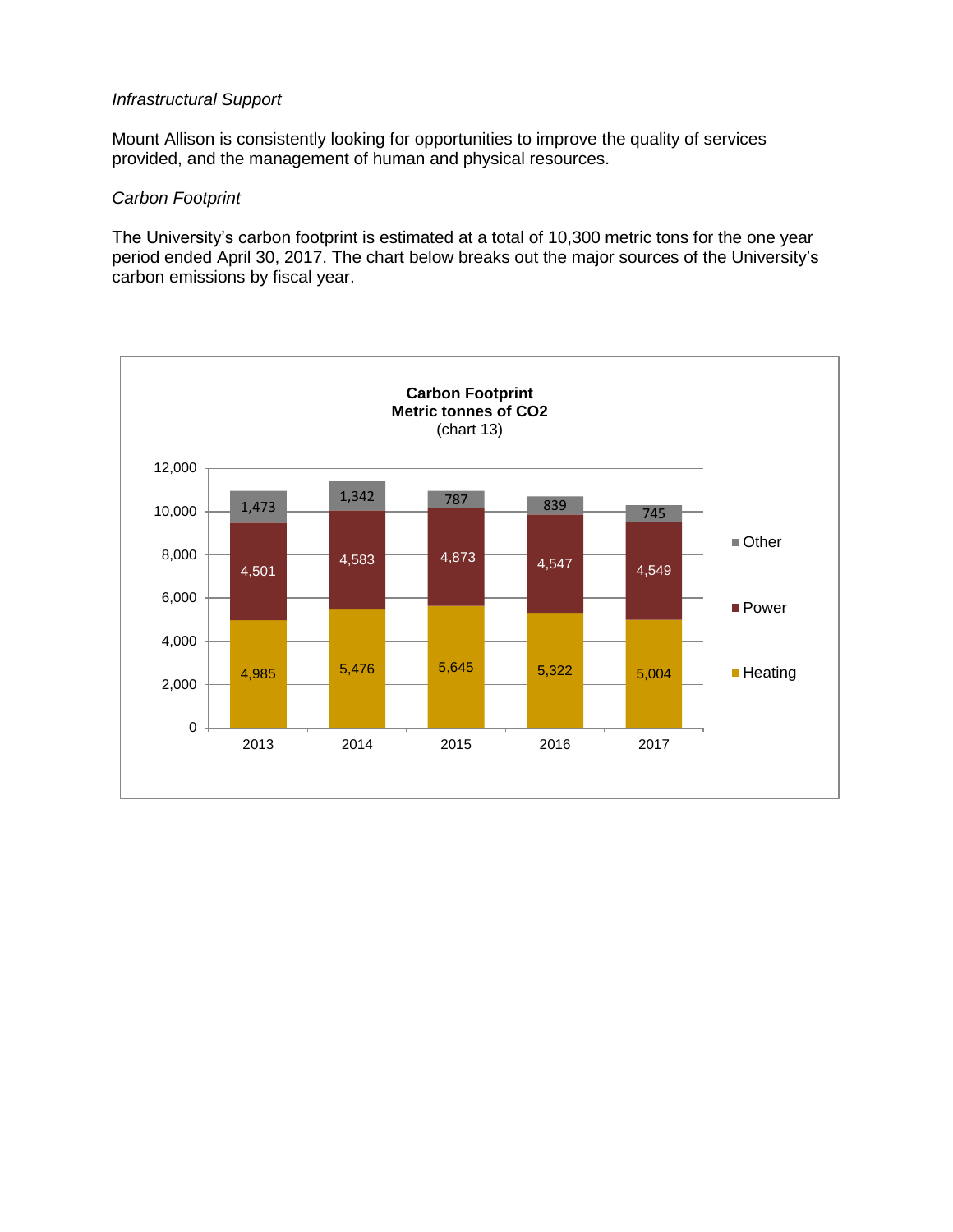*Infrastructural Support*

Mount Allison is consistently looking for opportunities to improve the quality of services provided, and the management of human and physical resources.

*Carbon Footprint*

The University's carbon footprint is estimated at a total of 10,300 metric tons for the one year period ended April 30, 2017. The chart below breaks out the major sources of the University's carbon emissions by fiscal year.

**Carbon Footprint**
**Metric tonnes of CO2**
(chart 13)

| | 2013 | 2014 | 2015 | 2016 | 2017 |
|---|---|---|---|---|---|
| Other | 1,473 | 1,342 | 787 | 839 | 745 |
| Power | 4,501 | 4,583 | 4,873 | 4,547 | 4,549 |
| Heating | 4,985 | 5,476 | 5,645 | 5,322 | 5,004 |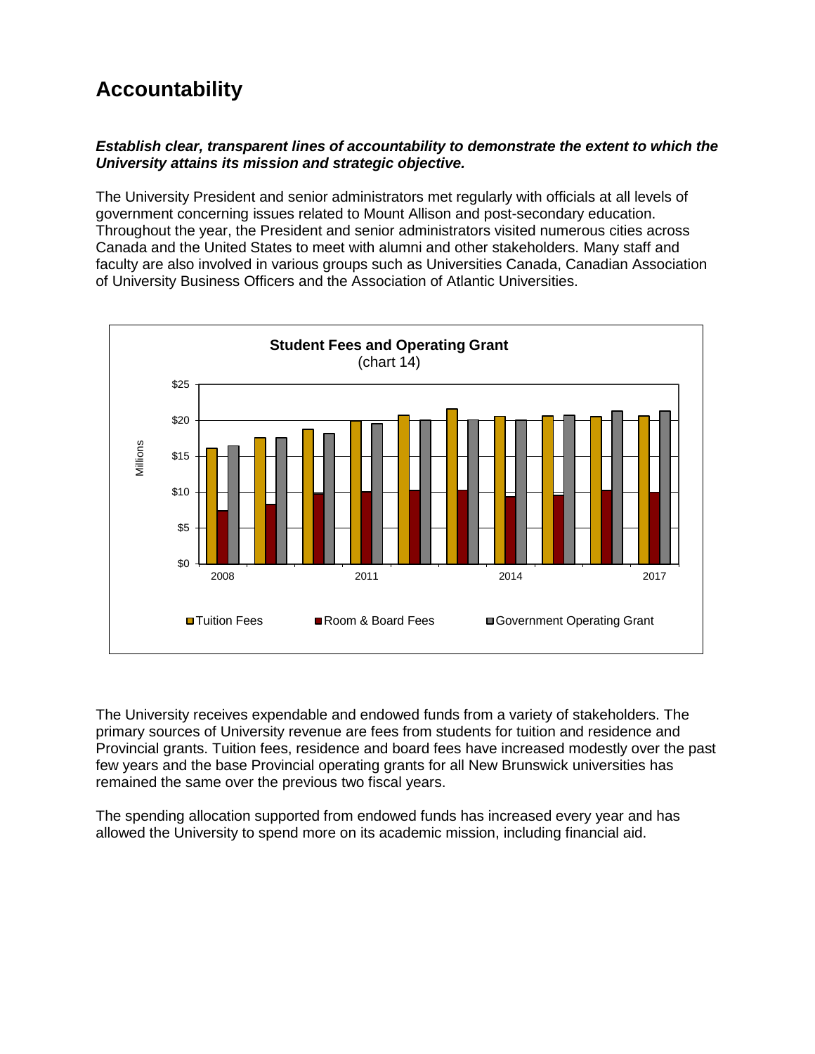# Accountability

***Establish clear, transparent lines of accountability to demonstrate the extent to which the University attains its mission and strategic objective.***

The University President and senior administrators met regularly with officials at all levels of government concerning issues related to Mount Allison and post-secondary education. Throughout the year, the President and senior administrators visited numerous cities across Canada and the United States to meet with alumni and other stakeholders. Many staff and faculty are also involved in various groups such as Universities Canada, Canadian Association of University Business Officers and the Association of Atlantic Universities.

**Student Fees and Operating Grant**
(chart 14)

The University receives expendable and endowed funds from a variety of stakeholders. The primary sources of University revenue are fees from students for tuition and residence and Provincial grants. Tuition fees, residence and board fees have increased modestly over the past few years and the base Provincial operating grants for all New Brunswick universities has remained the same over the previous two fiscal years.

The spending allocation supported from endowed funds has increased every year and has allowed the University to spend more on its academic mission, including financial aid.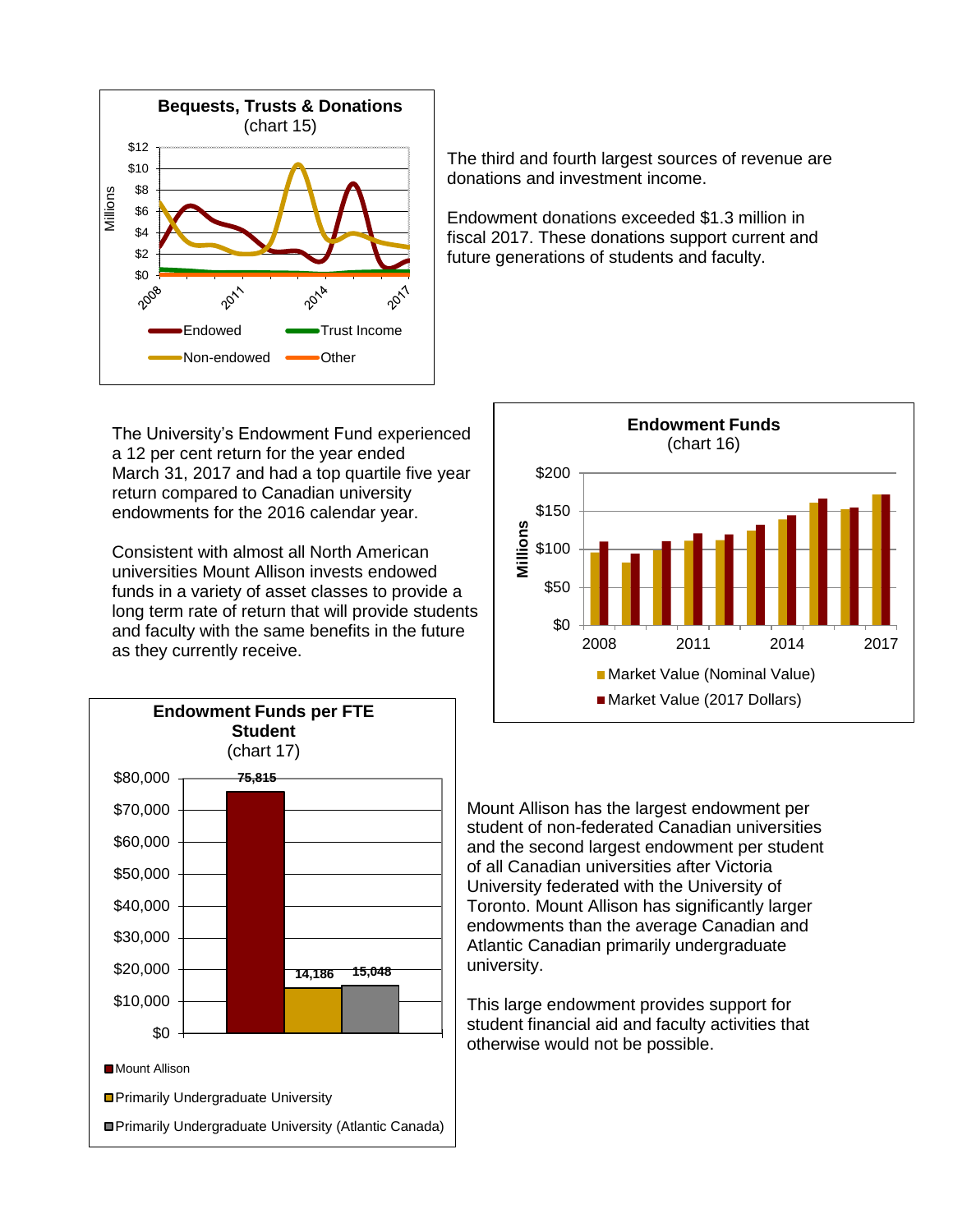**Bequests, Trusts & Donations**
(chart 15)

The third and fourth largest sources of revenue are donations and investment income.

Endowment donations exceeded $1.3 million in fiscal 2017. These donations support current and future generations of students and faculty.

**Endowment Funds**
(chart 16)

The University's Endowment Fund experienced a 12 per cent return for the year ended March 31, 2017 and had a top quartile five year return compared to Canadian university endowments for the 2016 calendar year.

Consistent with almost all North American universities Mount Allison invests endowed funds in a variety of asset classes to provide a long term rate of return that will provide students and faculty with the same benefits in the future as they currently receive.

**Endowment Funds per FTE Student**
(chart 17)

| | Endowment Funds per FTE Student |
|---|---|
| Mount Allison | 75,815 |
| Primarily Undergraduate University | 14,186 |
| Primarily Undergraduate University (Atlantic Canada) | 15,048 |

Mount Allison has the largest endowment per student of non-federated Canadian universities and the second largest endowment per student of all Canadian universities after Victoria University federated with the University of Toronto. Mount Allison has significantly larger endowments than the average Canadian and Atlantic Canadian primarily undergraduate university.

This large endowment provides support for student financial aid and faculty activities that otherwise would not be possible.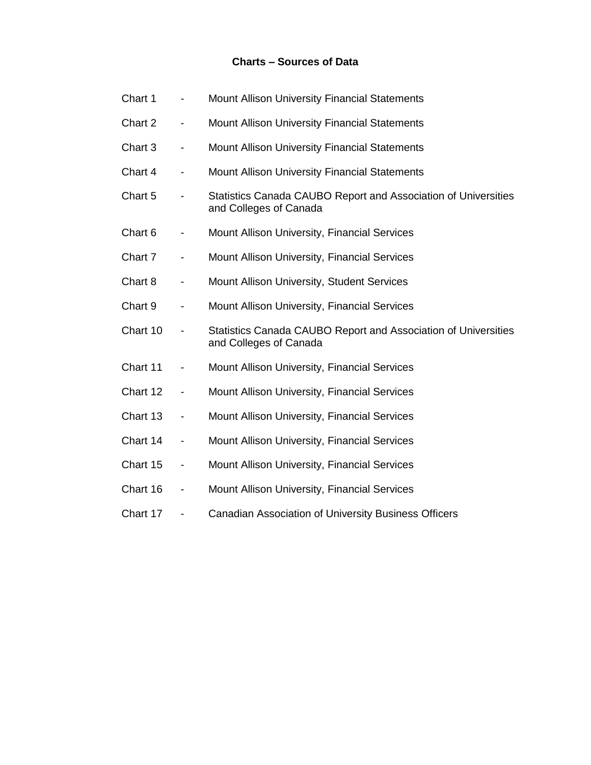# Charts – Sources of Data

| | | |
|---|---|---|
| Chart 1 | - | Mount Allison University Financial Statements |
| Chart 2 | - | Mount Allison University Financial Statements |
| Chart 3 | - | Mount Allison University Financial Statements |
| Chart 4 | - | Mount Allison University Financial Statements |
| Chart 5 | - | Statistics Canada CAUBO Report and Association of Universities and Colleges of Canada |
| Chart 6 | - | Mount Allison University, Financial Services |
| Chart 7 | - | Mount Allison University, Financial Services |
| Chart 8 | - | Mount Allison University, Student Services |
| Chart 9 | - | Mount Allison University, Financial Services |
| Chart 10 | - | Statistics Canada CAUBO Report and Association of Universities and Colleges of Canada |
| Chart 11 | - | Mount Allison University, Financial Services |
| Chart 12 | - | Mount Allison University, Financial Services |
| Chart 13 | - | Mount Allison University, Financial Services |
| Chart 14 | - | Mount Allison University, Financial Services |
| Chart 15 | - | Mount Allison University, Financial Services |
| Chart 16 | - | Mount Allison University, Financial Services |
| Chart 17 | - | Canadian Association of University Business Officers |